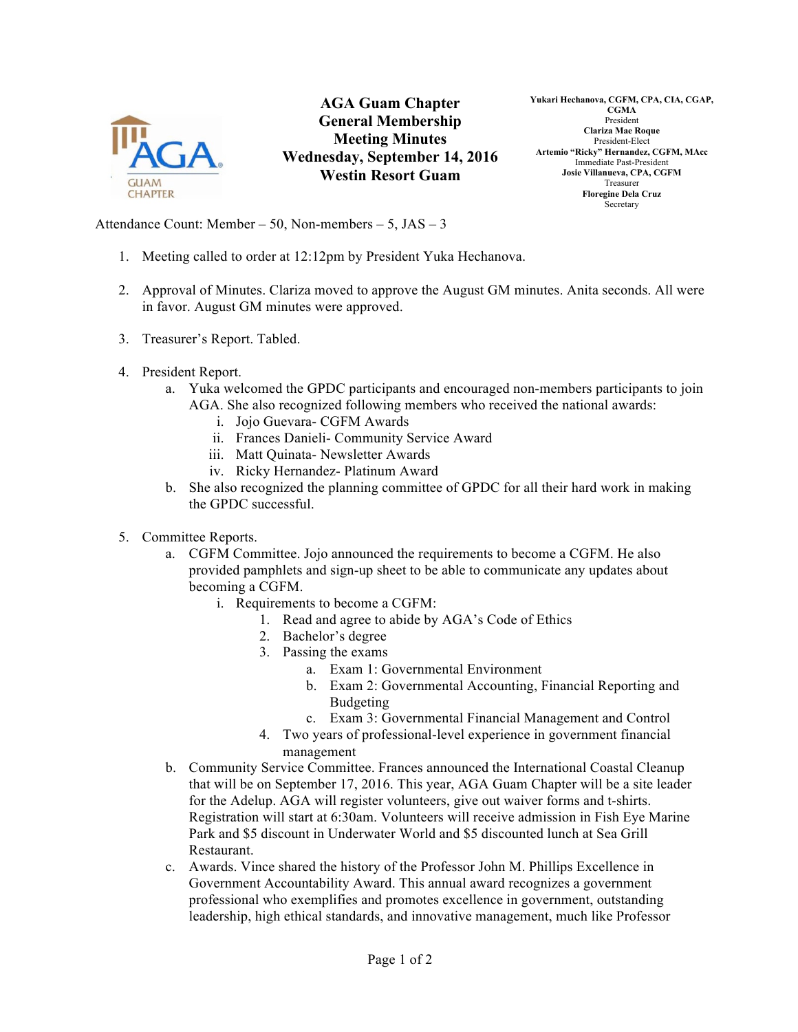# AGA Guam Chapter
## General Membership Meeting Minutes
## Wednesday, September 14, 2016
## Westin Resort Guam

**Yukari Hechanova, CGFM, CPA, CIA, CGAP, CGMA**
President
**Clariza Mae Roque**
President-Elect
**Artemio "Ricky" Hernandez, CGFM, MAcc**
Immediate Past-President
**Josie Villanueva, CPA, CGFM**
Treasurer
**Floregine Dela Cruz**
Secretary

Attendance Count: Member – 50, Non-members – 5, JAS – 3

1. Meeting called to order at 12:12pm by President Yuka Hechanova.

2. Approval of Minutes. Clariza moved to approve the August GM minutes. Anita seconds. All were in favor. August GM minutes were approved.

3. Treasurer's Report. Tabled.

4. President Report.
   a. Yuka welcomed the GPDC participants and encouraged non-members participants to join AGA. She also recognized following members who received the national awards:
      i. Jojo Guevara- CGFM Awards
      ii. Frances Danieli- Community Service Award
      iii. Matt Quinata- Newsletter Awards
      iv. Ricky Hernandez- Platinum Award
   b. She also recognized the planning committee of GPDC for all their hard work in making the GPDC successful.

5. Committee Reports.
   a. CGFM Committee. Jojo announced the requirements to become a CGFM. He also provided pamphlets and sign-up sheet to be able to communicate any updates about becoming a CGFM.
      i. Requirements to become a CGFM:
         1. Read and agree to abide by AGA's Code of Ethics
         2. Bachelor's degree
         3. Passing the exams
            a. Exam 1: Governmental Environment
            b. Exam 2: Governmental Accounting, Financial Reporting and Budgeting
            c. Exam 3: Governmental Financial Management and Control
         4. Two years of professional-level experience in government financial management
   b. Community Service Committee. Frances announced the International Coastal Cleanup that will be on September 17, 2016. This year, AGA Guam Chapter will be a site leader for the Adelup. AGA will register volunteers, give out waiver forms and t-shirts. Registration will start at 6:30am. Volunteers will receive admission in Fish Eye Marine Park and $5 discount in Underwater World and $5 discounted lunch at Sea Grill Restaurant.
   c. Awards. Vince shared the history of the Professor John M. Phillips Excellence in Government Accountability Award. This annual award recognizes a government professional who exemplifies and promotes excellence in government, outstanding leadership, high ethical standards, and innovative management, much like Professor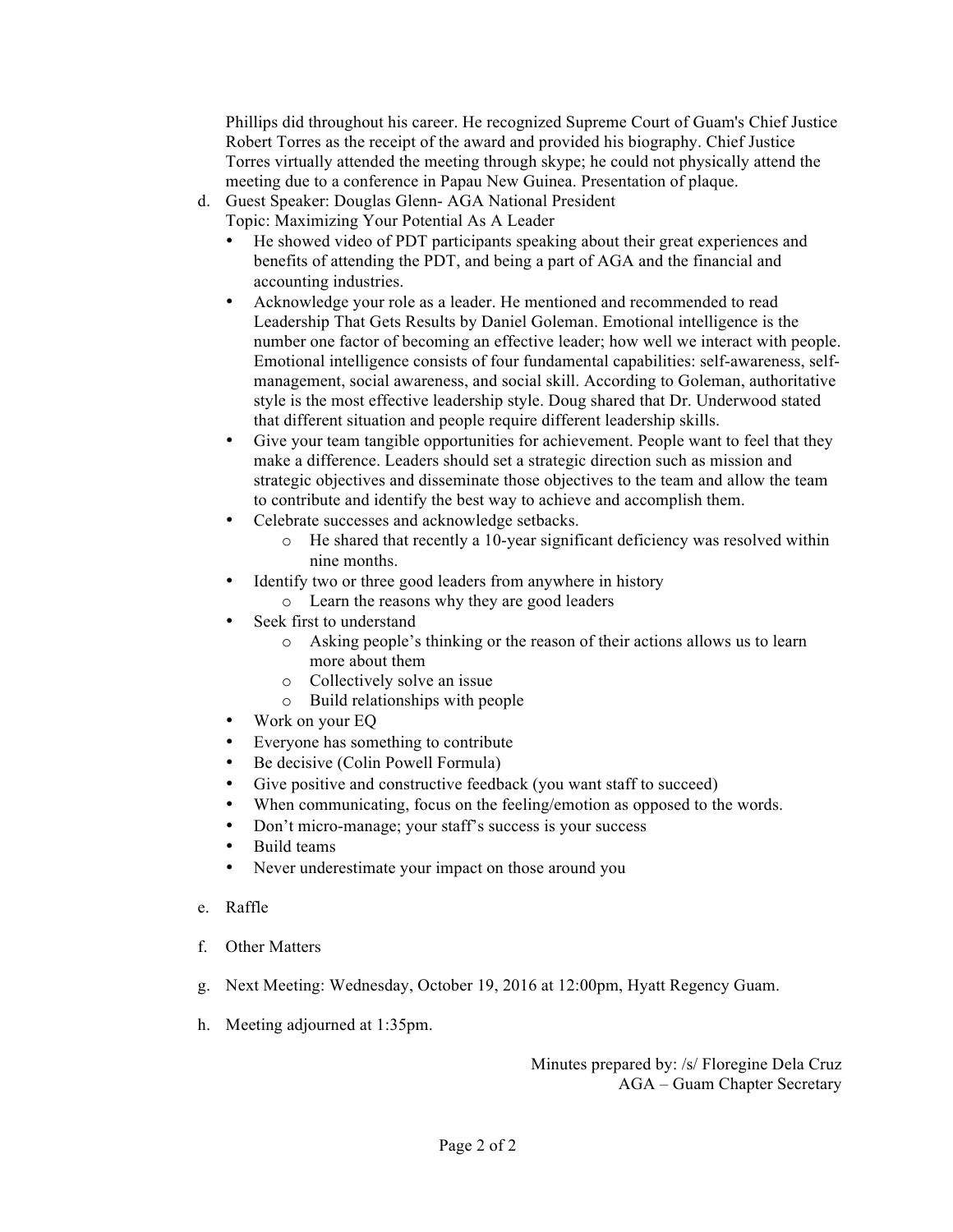Phillips did throughout his career. He recognized Supreme Court of Guam's Chief Justice Robert Torres as the receipt of the award and provided his biography. Chief Justice Torres virtually attended the meeting through skype; he could not physically attend the meeting due to a conference in Papau New Guinea. Presentation of plaque.

d. Guest Speaker: Douglas Glenn- AGA National President
   Topic: Maximizing Your Potential As A Leader
   - He showed video of PDT participants speaking about their great experiences and benefits of attending the PDT, and being a part of AGA and the financial and accounting industries.
   - Acknowledge your role as a leader. He mentioned and recommended to read Leadership That Gets Results by Daniel Goleman. Emotional intelligence is the number one factor of becoming an effective leader; how well we interact with people. Emotional intelligence consists of four fundamental capabilities: self-awareness, self-management, social awareness, and social skill. According to Goleman, authoritative style is the most effective leadership style. Doug shared that Dr. Underwood stated that different situation and people require different leadership skills.
   - Give your team tangible opportunities for achievement. People want to feel that they make a difference. Leaders should set a strategic direction such as mission and strategic objectives and disseminate those objectives to the team and allow the team to contribute and identify the best way to achieve and accomplish them.
   - Celebrate successes and acknowledge setbacks.
     - He shared that recently a 10-year significant deficiency was resolved within nine months.
   - Identify two or three good leaders from anywhere in history
     - Learn the reasons why they are good leaders
   - Seek first to understand
     - Asking people's thinking or the reason of their actions allows us to learn more about them
     - Collectively solve an issue
     - Build relationships with people
   - Work on your EQ
   - Everyone has something to contribute
   - Be decisive (Colin Powell Formula)
   - Give positive and constructive feedback (you want staff to succeed)
   - When communicating, focus on the feeling/emotion as opposed to the words.
   - Don't micro-manage; your staff's success is your success
   - Build teams
   - Never underestimate your impact on those around you

e. Raffle

f. Other Matters

g. Next Meeting: Wednesday, October 19, 2016 at 12:00pm, Hyatt Regency Guam.

h. Meeting adjourned at 1:35pm.

Minutes prepared by: /s/ Floregine Dela Cruz
AGA – Guam Chapter Secretary